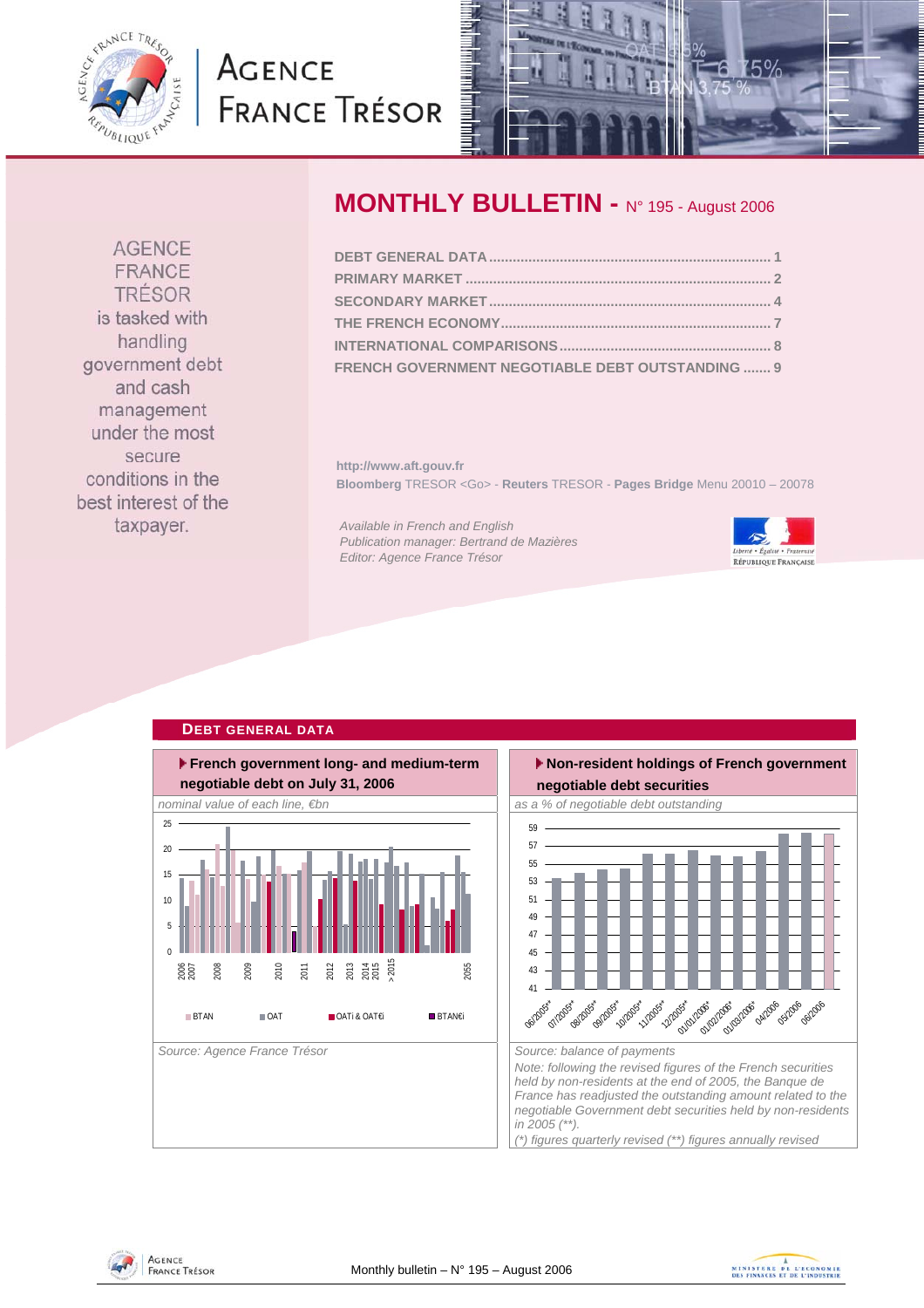# MONTHLY BULLETIN - N° 195 - August 2006

AGENCE FRANCE TRÉSOR is tasked with handling government debt and cash management under the most secure conditions in the best interest of the taxpayer.

- DEBT GENERAL DATA ....... 1
- PRIMARY MARKET ....... 2
- SECONDARY MARKET ....... 4
- THE FRENCH ECONOMY ....... 7
- INTERNATIONAL COMPARISONS ....... 8
- FRENCH GOVERNMENT NEGOTIABLE DEBT OUTSTANDING ....... 9

**http://www.aft.gouv.fr**
**Bloomberg** TRESOR <Go> - **Reuters** TRESOR - **Pages Bridge** Menu 20010 – 20078

*Available in French and English*
*Publication manager: Bertrand de Mazières*
*Editor: Agence France Trésor*

## DEBT GENERAL DATA

### French government long- and medium-term negotiable debt on July 31, 2006

*nominal value of each line, €bn*

BTAN | OAT | OATi & OAT€i | BTAN€i

*Source: Agence France Trésor*

### Non-resident holdings of French government negotiable debt securities

*as a % of negotiable debt outstanding*

*Source: balance of payments*

*Note: following the revised figures of the French securities held by non-residents at the end of 2005, the Banque de France has readjusted the outstanding amount related to the negotiable Government debt securities held by non-residents in 2005 (\*\*).*

*(\*) figures quarterly revised (\*\*) figures annually revised*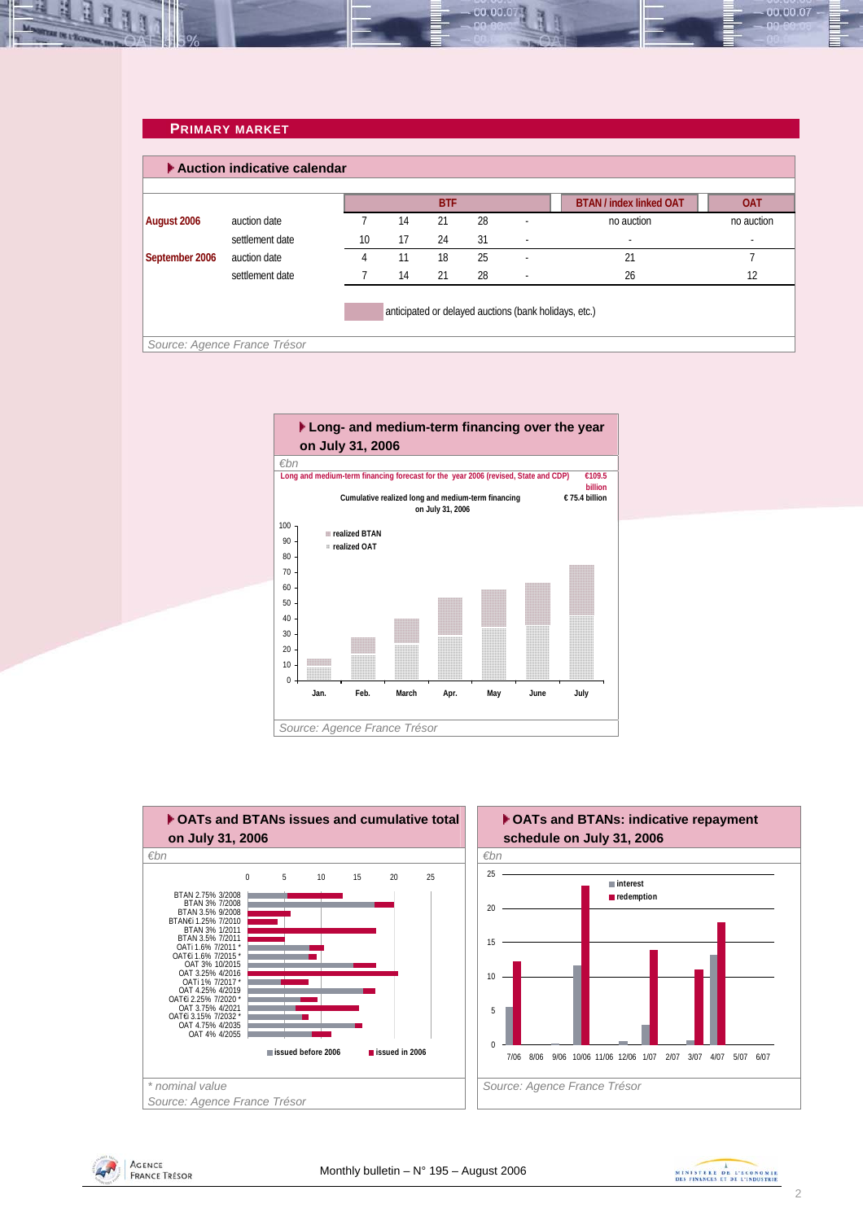## PRIMARY MARKET

### Auction indicative calendar

| | | BTF | | | | | BTAN / index linked OAT | OAT |
|---|---|---|---|---|---|---|---|---|
| **August 2006** | auction date | 7 | 14 | 21 | 28 | - | no auction | no auction |
| | settlement date | 10 | 17 | 24 | 31 | - | - | - |
| **September 2006** | auction date | 4 | 11 | 18 | 25 | - | 21 | 7 |
| | settlement date | 7 | 14 | 21 | 28 | - | 26 | 12 |

anticipated or delayed auctions (bank holidays, etc.)

*Source: Agence France Trésor*

### Long- and medium-term financing over the year on July 31, 2006

*€bn*

Long and medium-term financing forecast for the year 2006 (revised, State and CDP): €109.5 billion

Cumulative realized long and medium-term financing on July 31, 2006: € 75.4 billion

*Source: Agence France Trésor*

### OATs and BTANs issues and cumulative total on July 31, 2006

*€bn*

\* nominal value

*Source: Agence France Trésor*

### OATs and BTANs: indicative repayment schedule on July 31, 2006

*€bn*

*Source: Agence France Trésor*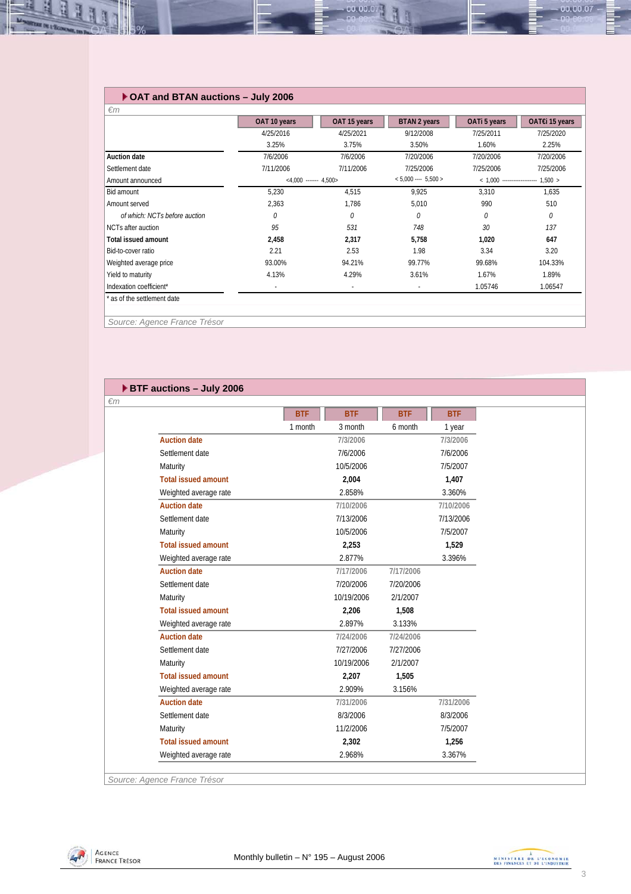### OAT and BTAN auctions – July 2006

€m

| | OAT 10 years | OAT 15 years | BTAN 2 years | OATi 5 years | OAT€i 15 years |
|---|---|---|---|---|---|
| | 4/25/2016 | 4/25/2021 | 9/12/2008 | 7/25/2011 | 7/25/2020 |
| | 3.25% | 3.75% | 3.50% | 1.60% | 2.25% |
| **Auction date** | 7/6/2006 | 7/6/2006 | 7/20/2006 | 7/20/2006 | 7/20/2006 |
| Settlement date | 7/11/2006 | 7/11/2006 | 7/25/2006 | 7/25/2006 | 7/25/2006 |
| Amount announced | <4,000 ------- 4,500> | | < 5,000 ---- 5,500 > | < 1,000 ------------------- 1,500 > | |
| Bid amount | 5,230 | 4,515 | 9,925 | 3,310 | 1,635 |
| Amount served | 2,363 | 1,786 | 5,010 | 990 | 510 |
| *of which: NCTs before auction* | *0* | *0* | *0* | *0* | *0* |
| NCTs after auction | *95* | *531* | *748* | *30* | *137* |
| **Total issued amount** | **2,458** | **2,317** | **5,758** | **1,020** | **647** |
| Bid-to-cover ratio | 2.21 | 2.53 | 1.98 | 3.34 | 3.20 |
| Weighted average price | 93.00% | 94.21% | 99.77% | 99.68% | 104.33% |
| Yield to maturity | 4.13% | 4.29% | 3.61% | 1.67% | 1.89% |
| Indexation coefficient* | - | - | - | 1.05746 | 1.06547 |

\* as of the settlement date

*Source: Agence France Trésor*

### BTF auctions – July 2006

€m

| | BTF 1 month | BTF 3 month | BTF 6 month | BTF 1 year |
|---|---|---|---|---|
| **Auction date** | | 7/3/2006 | | 7/3/2006 |
| Settlement date | | 7/6/2006 | | 7/6/2006 |
| Maturity | | 10/5/2006 | | 7/5/2007 |
| **Total issued amount** | | **2,004** | | **1,407** |
| Weighted average rate | | 2.858% | | 3.360% |
| **Auction date** | | 7/10/2006 | | 7/10/2006 |
| Settlement date | | 7/13/2006 | | 7/13/2006 |
| Maturity | | 10/5/2006 | | 7/5/2007 |
| **Total issued amount** | | **2,253** | | **1,529** |
| Weighted average rate | | 2.877% | | 3.396% |
| **Auction date** | | 7/17/2006 | 7/17/2006 | |
| Settlement date | | 7/20/2006 | 7/20/2006 | |
| Maturity | | 10/19/2006 | 2/1/2007 | |
| **Total issued amount** | | **2,206** | **1,508** | |
| Weighted average rate | | 2.897% | 3.133% | |
| **Auction date** | | 7/24/2006 | 7/24/2006 | |
| Settlement date | | 7/27/2006 | 7/27/2006 | |
| Maturity | | 10/19/2006 | 2/1/2007 | |
| **Total issued amount** | | **2,207** | **1,505** | |
| Weighted average rate | | 2.909% | 3.156% | |
| **Auction date** | | 7/31/2006 | | 7/31/2006 |
| Settlement date | | 8/3/2006 | | 8/3/2006 |
| Maturity | | 11/2/2006 | | 7/5/2007 |
| **Total issued amount** | | **2,302** | | **1,256** |
| Weighted average rate | | 2.968% | | 3.367% |

*Source: Agence France Trésor*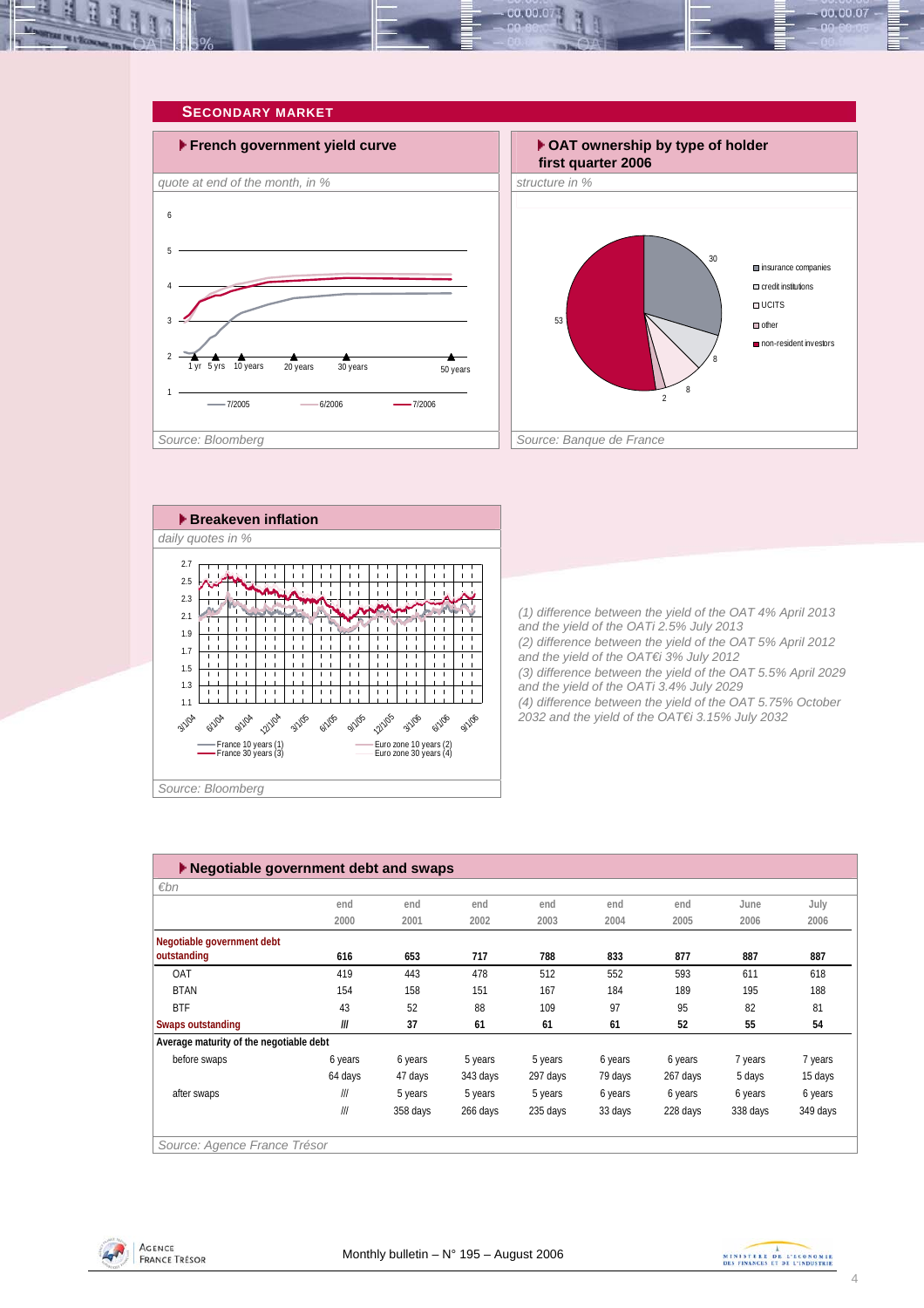## SECONDARY MARKET

### French government yield curve

*quote at end of the month, in %*

Source: Bloomberg

### OAT ownership by type of holder first quarter 2006

*structure in %*

Source: Banque de France

### Breakeven inflation

*daily quotes in %*

Source: Bloomberg

*(1) difference between the yield of the OAT 4% April 2013 and the yield of the OATi 2.5% July 2013*
*(2) difference between the yield of the OAT 5% April 2012 and the yield of the OAT€i 3% July 2012*
*(3) difference between the yield of the OAT 5.5% April 2029 and the yield of the OATi 3.4% July 2029*
*(4) difference between the yield of the OAT 5.75% October 2032 and the yield of the OAT€i 3.15% July 2032*

### Negotiable government debt and swaps

*€bn*

| | end 2000 | end 2001 | end 2002 | end 2003 | end 2004 | end 2005 | June 2006 | July 2006 |
|---|---|---|---|---|---|---|---|---|
| **Negotiable government debt outstanding** | **616** | **653** | **717** | **788** | **833** | **877** | **887** | **887** |
| OAT | 419 | 443 | 478 | 512 | 552 | 593 | 611 | 618 |
| BTAN | 154 | 158 | 151 | 167 | 184 | 189 | 195 | 188 |
| BTF | 43 | 52 | 88 | 109 | 97 | 95 | 82 | 81 |
| **Swaps outstanding** | **///** | **37** | **61** | **61** | **61** | **52** | **55** | **54** |
| **Average maturity of the negotiable debt** | | | | | | | | |
| before swaps | 6 years | 6 years | 5 years | 5 years | 6 years | 6 years | 7 years | 7 years |
| | 64 days | 47 days | 343 days | 297 days | 79 days | 267 days | 5 days | 15 days |
| after swaps | /// | 5 years | 5 years | 5 years | 6 years | 6 years | 6 years | 6 years |
| | /// | 358 days | 266 days | 235 days | 33 days | 228 days | 338 days | 349 days |

Source: Agence France Trésor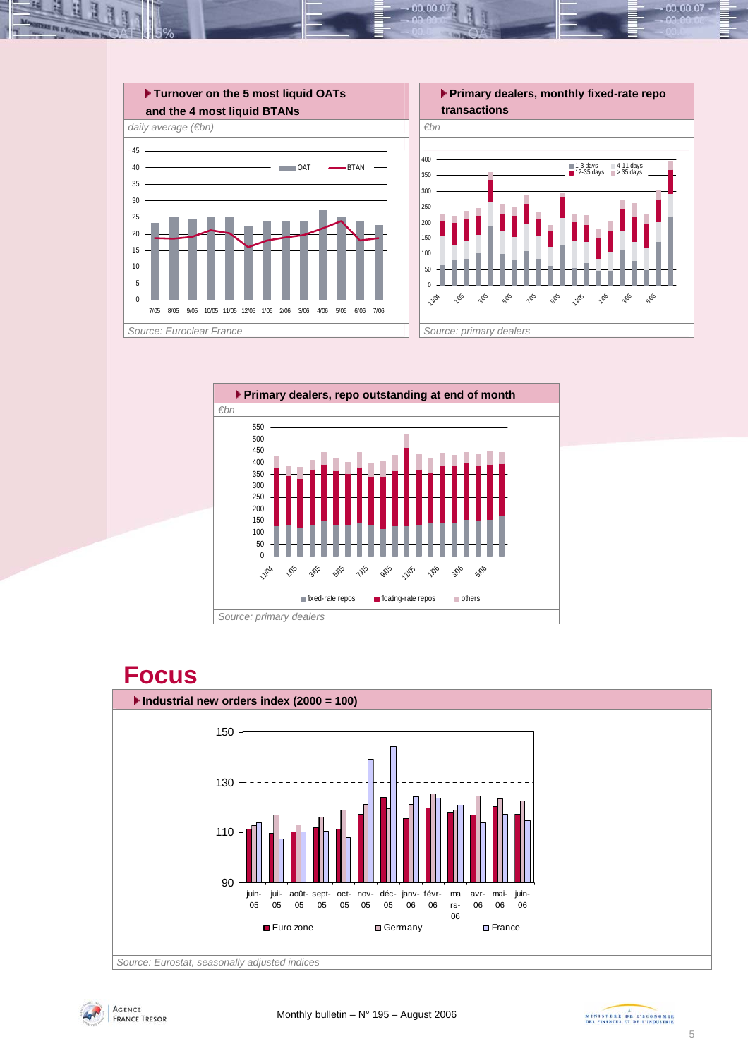**Turnover on the 5 most liquid OATs and the 4 most liquid BTANs**

*daily average (€bn)*

45
40
35
30
25
20
15
10
5
0

OAT BTAN

7/05 8/05 9/05 10/05 11/05 12/05 1/06 2/06 3/06 4/06 5/06 6/06 7/06

*Source: Euroclear France*

**Primary dealers, monthly fixed-rate repo transactions**

*€bn*

400
350
300
250
200
150
100
50
0

1-3 days 4-11 days 12-35 days > 35 days

11/04 1/05 3/05 5/05 7/05 9/05 11/05 1/06 3/06 5/06

*Source: primary dealers*

**Primary dealers, repo outstanding at end of month**

*€bn*

550
500
450
400
350
300
250
200
150
100
50
0

11/04 1/05 3/05 5/05 7/05 9/05 11/05 1/06 3/06 5/06

fixed-rate repos floating-rate repos others

*Source: primary dealers*

# Focus

**Industrial new orders index (2000 = 100)**

150
130
110
90

juin-05 juil-05 août-05 sept-05 oct-05 nov-05 déc-05 janv-06 févr-06 mars-06 avr-06 mai-06 juin-06

Euro zone Germany France

*Source: Eurostat, seasonally adjusted indices*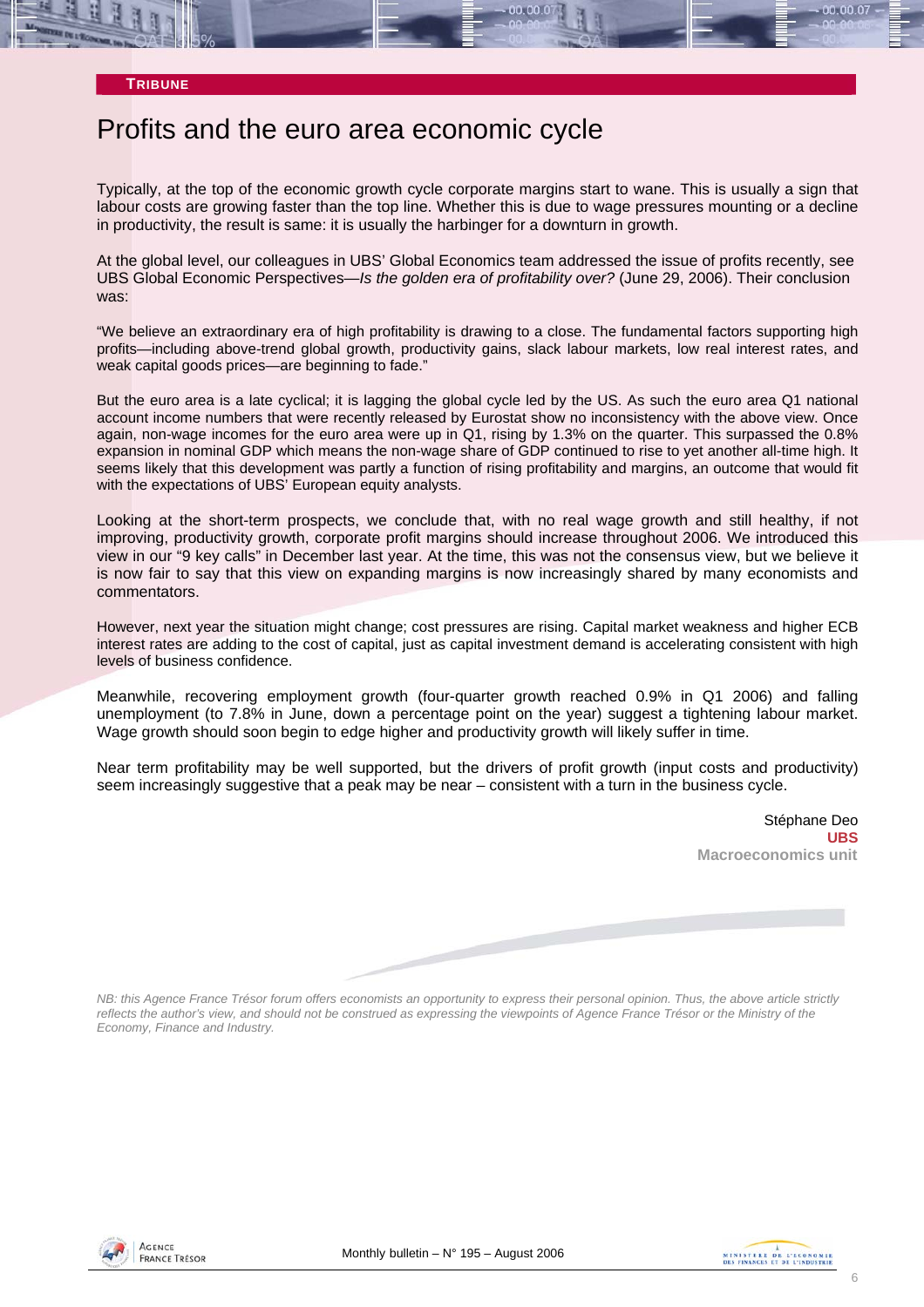**TRIBUNE**

# Profits and the euro area economic cycle

Typically, at the top of the economic growth cycle corporate margins start to wane. This is usually a sign that labour costs are growing faster than the top line. Whether this is due to wage pressures mounting or a decline in productivity, the result is same: it is usually the harbinger for a downturn in growth.

At the global level, our colleagues in UBS' Global Economics team addressed the issue of profits recently, see UBS Global Economic Perspectives—*Is the golden era of profitability over?* (June 29, 2006). Their conclusion was:

"We believe an extraordinary era of high profitability is drawing to a close. The fundamental factors supporting high profits—including above-trend global growth, productivity gains, slack labour markets, low real interest rates, and weak capital goods prices—are beginning to fade."

But the euro area is a late cyclical; it is lagging the global cycle led by the US. As such the euro area Q1 national account income numbers that were recently released by Eurostat show no inconsistency with the above view. Once again, non-wage incomes for the euro area were up in Q1, rising by 1.3% on the quarter. This surpassed the 0.8% expansion in nominal GDP which means the non-wage share of GDP continued to rise to yet another all-time high. It seems likely that this development was partly a function of rising profitability and margins, an outcome that would fit with the expectations of UBS' European equity analysts.

Looking at the short-term prospects, we conclude that, with no real wage growth and still healthy, if not improving, productivity growth, corporate profit margins should increase throughout 2006. We introduced this view in our "9 key calls" in December last year. At the time, this was not the consensus view, but we believe it is now fair to say that this view on expanding margins is now increasingly shared by many economists and commentators.

However, next year the situation might change; cost pressures are rising. Capital market weakness and higher ECB interest rates are adding to the cost of capital, just as capital investment demand is accelerating consistent with high levels of business confidence.

Meanwhile, recovering employment growth (four-quarter growth reached 0.9% in Q1 2006) and falling unemployment (to 7.8% in June, down a percentage point on the year) suggest a tightening labour market. Wage growth should soon begin to edge higher and productivity growth will likely suffer in time.

Near term profitability may be well supported, but the drivers of profit growth (input costs and productivity) seem increasingly suggestive that a peak may be near – consistent with a turn in the business cycle.

Stéphane Deo
**UBS**
**Macroeconomics unit**

*NB: this Agence France Trésor forum offers economists an opportunity to express their personal opinion. Thus, the above article strictly reflects the author's view, and should not be construed as expressing the viewpoints of Agence France Trésor or the Ministry of the Economy, Finance and Industry.*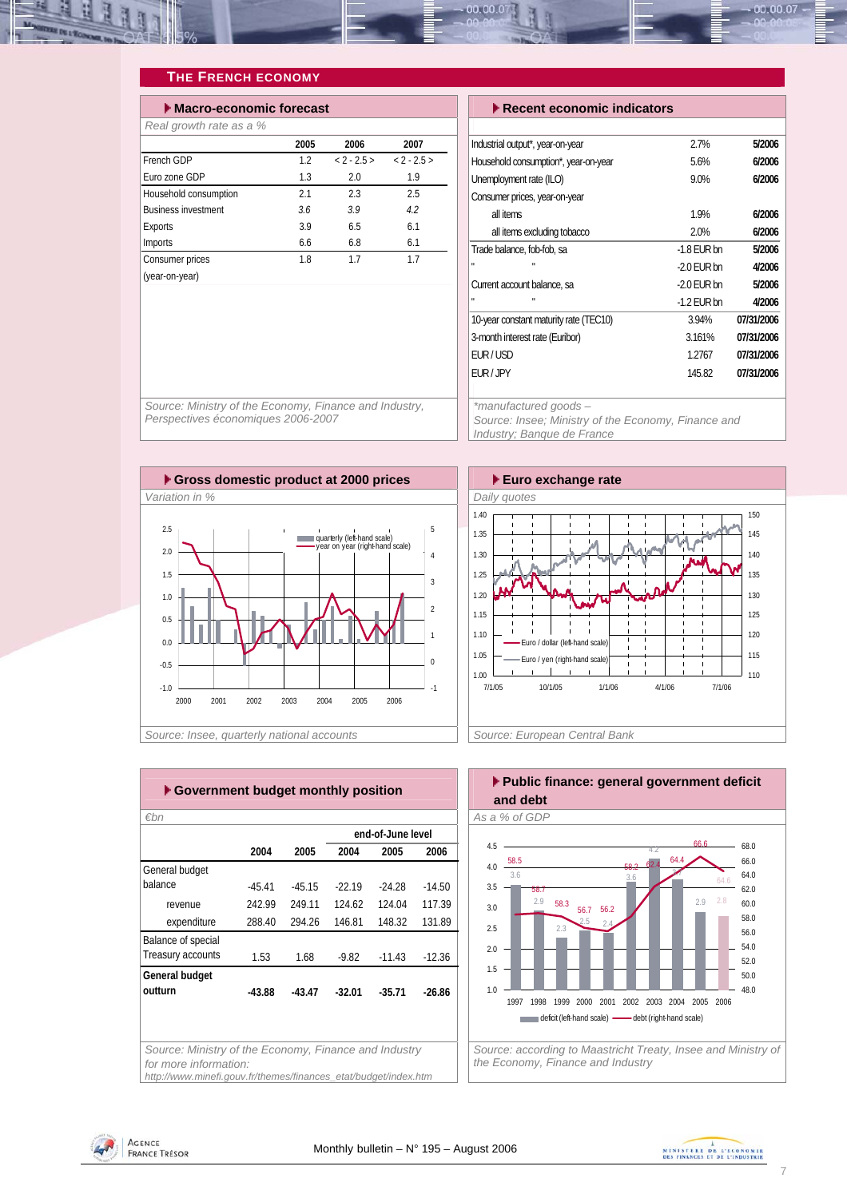## The French Economy

### Macro-economic forecast

*Real growth rate as a %*

| | 2005 | 2006 | 2007 |
|---|---|---|---|
| French GDP | 1.2 | < 2 - 2.5 > | < 2 - 2.5 > |
| Euro zone GDP | 1.3 | 2.0 | 1.9 |
| Household consumption | 2.1 | 2.3 | 2.5 |
| Business investment | *3.6* | *3.9* | *4.2* |
| Exports | 3.9 | 6.5 | 6.1 |
| Imports | 6.6 | 6.8 | 6.1 |
| Consumer prices (year-on-year) | 1.8 | 1.7 | 1.7 |

*Source: Ministry of the Economy, Finance and Industry, Perspectives économiques 2006-2007*

### Recent economic indicators

| | | |
|---|---|---|
| Industrial output*, year-on-year | 2.7% | 5/2006 |
| Household consumption*, year-on-year | 5.6% | 6/2006 |
| Unemployment rate (ILO) | 9.0% | 6/2006 |
| Consumer prices, year-on-year | | |
| all items | 1.9% | 6/2006 |
| all items excluding tobacco | 2.0% | 6/2006 |
| Trade balance, fob-fob, sa | -1.8 EUR bn | 5/2006 |
| " " | -2.0 EUR bn | 4/2006 |
| Current account balance, sa | -2.0 EUR bn | 5/2006 |
| " " | -1.2 EUR bn | 4/2006 |
| 10-year constant maturity rate (TEC10) | 3.94% | 07/31/2006 |
| 3-month interest rate (Euribor) | 3.161% | 07/31/2006 |
| EUR / USD | 1.2767 | 07/31/2006 |
| EUR / JPY | 145.82 | 07/31/2006 |

*\*manufactured goods –*
*Source: Insee; Ministry of the Economy, Finance and Industry; Banque de France*

### Gross domestic product at 2000 prices

*Variation in %*

*Source: Insee, quarterly national accounts*

### Euro exchange rate

*Daily quotes*

*Source: European Central Bank*

### Government budget monthly position

*€bn*

| | 2004 | 2005 | end-of-June level 2004 | 2005 | 2006 |
|---|---|---|---|---|---|
| General budget balance | -45.41 | -45.15 | -22.19 | -24.28 | -14.50 |
| revenue | 242.99 | 249.11 | 124.62 | 124.04 | 117.39 |
| expenditure | 288.40 | 294.26 | 146.81 | 148.32 | 131.89 |
| Balance of special Treasury accounts | 1.53 | 1.68 | -9.82 | -11.43 | -12.36 |
| **General budget outturn** | **-43.88** | **-43.47** | **-32.01** | **-35.71** | **-26.86** |

*Source: Ministry of the Economy, Finance and Industry for more information: http://www.minefi.gouv.fr/themes/finances_etat/budget/index.htm*

### Public finance: general government deficit and debt

*As a % of GDP*

*Source: according to Maastricht Treaty, Insee and Ministry of the Economy, Finance and Industry*

Monthly bulletin – N° 195 – August 2006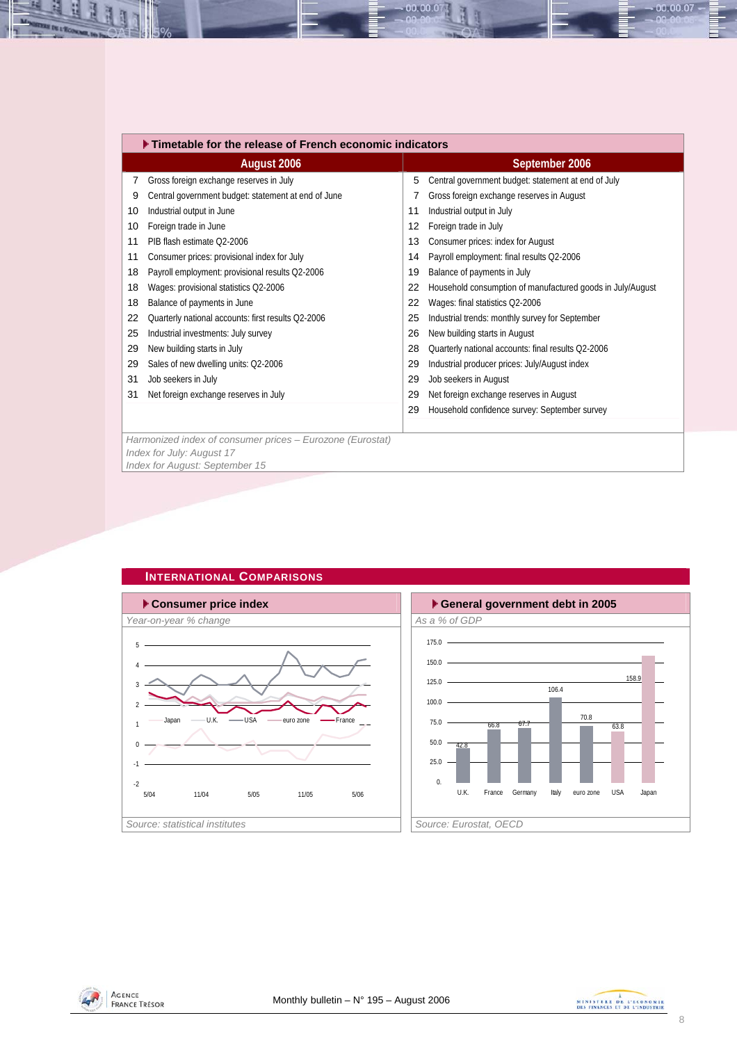## Timetable for the release of French economic indicators

| August 2006 | | September 2006 | |
|---|---|---|---|
| 7 | Gross foreign exchange reserves in July | 5 | Central government budget: statement at end of July |
| 9 | Central government budget: statement at end of June | 7 | Gross foreign exchange reserves in August |
| 10 | Industrial output in June | 11 | Industrial output in July |
| 10 | Foreign trade in June | 12 | Foreign trade in July |
| 11 | PIB flash estimate Q2-2006 | 13 | Consumer prices: index for August |
| 11 | Consumer prices: provisional index for July | 14 | Payroll employment: final results Q2-2006 |
| 18 | Payroll employment: provisional results Q2-2006 | 19 | Balance of payments in July |
| 18 | Wages: provisional statistics Q2-2006 | 22 | Household consumption of manufactured goods in July/August |
| 18 | Balance of payments in June | 22 | Wages: final statistics Q2-2006 |
| 22 | Quarterly national accounts: first results Q2-2006 | 25 | Industrial trends: monthly survey for September |
| 25 | Industrial investments: July survey | 26 | New building starts in August |
| 29 | New building starts in July | 28 | Quarterly national accounts: final results Q2-2006 |
| 29 | Sales of new dwelling units: Q2-2006 | 29 | Industrial producer prices: July/August index |
| 31 | Job seekers in July | 29 | Job seekers in August |
| 31 | Net foreign exchange reserves in July | 29 | Net foreign exchange reserves in August |
| | | 29 | Household confidence survey: September survey |

*Harmonized index of consumer prices – Eurozone (Eurostat)*
*Index for July: August 17*
*Index for August: September 15*

## International Comparisons

### Consumer price index

*Year-on-year % change*

*Source: statistical institutes*

### General government debt in 2005

*As a % of GDP*

| | U.K. | France | Germany | Italy | euro zone | USA | Japan |
|---|---|---|---|---|---|---|---|
| % of GDP | 42.8 | 66.8 | 67.7 | 106.4 | 70.8 | 63.8 | 158.9 |

*Source: Eurostat, OECD*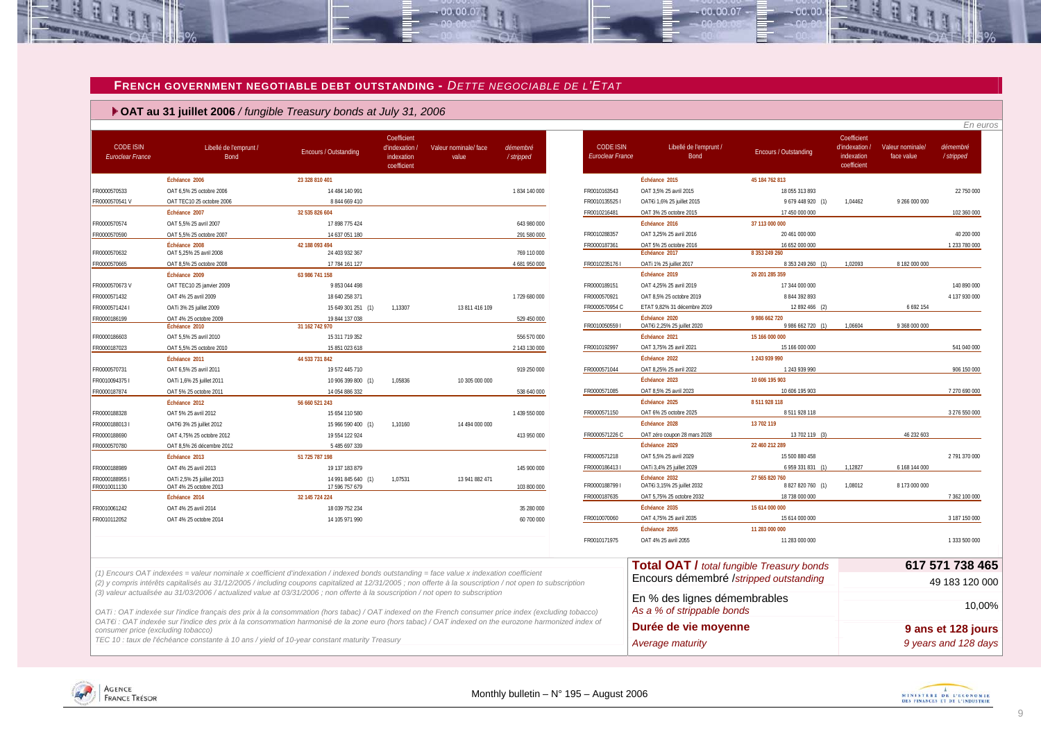## FRENCH GOVERNMENT NEGOTIABLE DEBT OUTSTANDING - *DETTE NEGOCIABLE DE L'ETAT*

### OAT au 31 juillet 2006 / *fungible Treasury bonds at July 31, 2006*

*En euros*

| CODE ISIN *Euroclear France* | Libellé de l'emprunt / Bond | Encours / Outstanding | Coefficient d'indexation / indexation coefficient | Valeur nominale/ face value | démembré / stripped |
|---|---|---|---|---|---|
| | **Échéance 2006** | **23 328 810 401** | | | |
| FR0000570533 | OAT 6,5% 25 octobre 2006 | 14 484 140 991 | | | 1 834 140 000 |
| FR0000570541 V | OAT TEC10 25 octobre 2006 | 8 844 669 410 | | | |
| | **Échéance 2007** | **32 535 826 604** | | | |
| FR0000570574 | OAT 5,5% 25 avril 2007 | 17 898 775 424 | | | 643 980 000 |
| FR0000570590 | OAT 5,5% 25 octobre 2007 | 14 637 051 180 | | | 291 580 000 |
| | **Échéance 2008** | **42 188 093 494** | | | |
| FR0000570632 | OAT 5,25% 25 avril 2008 | 24 403 932 367 | | | 769 110 000 |
| FR0000570665 | OAT 8,5% 25 octobre 2008 | 17 784 161 127 | | | 4 681 950 000 |
| | **Échéance 2009** | **63 986 741 158** | | | |
| FR0000570673 V | OAT TEC10 25 janvier 2009 | 9 853 044 498 | | | |
| FR0000571432 | OAT 4% 25 avril 2009 | 18 640 258 371 | | | 1 729 680 000 |
| FR0000571424 I | OATi 3% 25 juillet 2009 | 15 649 301 251 (1) | 1,13307 | 13 811 416 109 | |
| FR0000186199 | OAT 4% 25 octobre 2009 | 19 844 137 038 | | | 529 450 000 |
| | **Échéance 2010** | **31 162 742 970** | | | |
| FR0000186603 | OAT 5,5% 25 avril 2010 | 15 311 719 352 | | | 556 570 000 |
| FR0000187023 | OAT 5,5% 25 octobre 2010 | 15 851 023 618 | | | 2 143 130 000 |
| | **Échéance 2011** | **44 533 731 842** | | | |
| FR0000570731 | OAT 6,5% 25 avril 2011 | 19 572 445 710 | | | 919 250 000 |
| FR0010094375 I | OATi 1,6% 25 juillet 2011 | 10 906 399 800 (1) | 1,05836 | 10 305 000 000 | |
| FR0000187874 | OAT 5% 25 octobre 2011 | 14 054 886 332 | | | 538 640 000 |
| | **Échéance 2012** | **56 660 521 243** | | | |
| FR0000188328 | OAT 5% 25 avril 2012 | 15 654 110 580 | | | 1 439 550 000 |
| FR0000188013 I | OAT€i 3% 25 juillet 2012 | 15 966 590 400 (1) | 1,10160 | 14 494 000 000 | |
| FR0000188690 | OAT 4,75% 25 octobre 2012 | 19 554 122 924 | | | 413 950 000 |
| FR0000570780 | OAT 8,5% 26 décembre 2012 | 5 485 697 339 | | | |
| | **Échéance 2013** | **51 725 787 198** | | | |
| FR0000188989 | OAT 4% 25 avril 2013 | 19 137 183 879 | | | 145 900 000 |
| FR0000188955 I | OATi 2,5% 25 juillet 2013 | 14 991 845 640 (1) | 1,07531 | 13 941 882 471 | |
| FR0010011130 | OAT 4% 25 octobre 2013 | 17 596 757 679 | | | 103 800 000 |
| | **Échéance 2014** | **32 145 724 224** | | | |
| FR0010061242 | OAT 4% 25 avril 2014 | 18 039 752 234 | | | 35 280 000 |
| FR0010112052 | OAT 4% 25 octobre 2014 | 14 105 971 990 | | | 60 700 000 |
| | **Échéance 2015** | **45 184 762 813** | | | |
| FR0010163543 | OAT 3,5% 25 avril 2015 | 18 055 313 893 | | | 22 750 000 |
| FR0010135525 I | OAT€i 1,6% 25 juillet 2015 | 9 679 448 920 (1) | 1,04462 | 9 266 000 000 | |
| FR0010216481 | OAT 3% 25 octobre 2015 | 17 450 000 000 | | | 102 360 000 |
| | **Échéance 2016** | **37 113 000 000** | | | |
| FR0010288357 | OAT 3,25% 25 avril 2016 | 20 461 000 000 | | | 40 200 000 |
| FR0000187361 | OAT 5% 25 octobre 2016 | 16 652 000 000 | | | 1 233 780 000 |
| | **Échéance 2017** | **8 353 249 260** | | | |
| FR0010235176 I | OATi 1% 25 juillet 2017 | 8 353 249 260 (1) | 1,02093 | 8 182 000 000 | |
| | **Échéance 2019** | **26 201 285 359** | | | |
| FR0000189151 | OAT 4,25% 25 avril 2019 | 17 344 000 000 | | | 140 890 000 |
| FR0000570921 | OAT 8,5% 25 octobre 2019 | 8 844 392 893 | | | 4 137 930 000 |
| FR0000570954 C | ETAT 9,82% 31 décembre 2019 | 12 892 466 (2) | | 6 692 154 | |
| | **Échéance 2020** | **9 986 662 720** | | | |
| FR0010050559 I | OAT€i 2,25% 25 juillet 2020 | 9 986 662 720 (1) | 1,06604 | 9 368 000 000 | |
| | **Échéance 2021** | **15 166 000 000** | | | |
| FR0010192997 | OAT 3,75% 25 avril 2021 | 15 166 000 000 | | | 541 040 000 |
| | **Échéance 2022** | **1 243 939 990** | | | |
| FR0000571044 | OAT 8,25% 25 avril 2022 | 1 243 939 990 | | | 906 150 000 |
| | **Échéance 2023** | **10 606 195 903** | | | |
| FR0000571085 | OAT 8,5% 25 avril 2023 | 10 606 195 903 | | | 7 270 690 000 |
| | **Échéance 2025** | **8 511 928 118** | | | |
| FR0000571150 | OAT 6% 25 octobre 2025 | 8 511 928 118 | | | 3 276 550 000 |
| | **Échéance 2028** | **13 702 119** | | | |
| FR0000571226 C | OAT zéro coupon 28 mars 2028 | 13 702 119 (3) | | 46 232 603 | |
| | **Échéance 2029** | **22 460 212 289** | | | |
| FR0000571218 | OAT 5,5% 25 avril 2029 | 15 500 880 458 | | | 2 791 370 000 |
| FR0000186413 I | OATi 3,4% 25 juillet 2029 | 6 959 331 831 (1) | 1,12827 | 6 168 144 000 | |
| | **Échéance 2032** | **27 565 820 760** | | | |
| FR0000188799 I | OAT€i 3,15% 25 juillet 2032 | 8 827 820 760 (1) | 1,08012 | 8 173 000 000 | |
| FR0000187635 | OAT 5,75% 25 octobre 2032 | 18 738 000 000 | | | 7 362 100 000 |
| | **Échéance 2035** | **15 614 000 000** | | | |
| FR0010070060 | OAT 4,75% 25 avril 2035 | 15 614 000 000 | | | 3 187 150 000 |
| | **Échéance 2055** | **11 283 000 000** | | | |
| FR0010171975 | OAT 4% 25 avril 2055 | 11 283 000 000 | | | 1 333 500 000 |

| | |
|---|---|
| **Total OAT** / *total fungible Treasury bonds* | **617 571 738 465** |
| Encours démembré /*stripped outstanding* | 49 183 120 000 |
| En % des lignes démembrables *As a % of strippable bonds* | 10,00% |
| **Durée de vie moyenne** *Average maturity* | **9 ans et 128 jours** *9 years and 128 days* |

*(1) Encours OAT indexées = valeur nominale x coefficient d'indexation / indexed bonds outstanding = face value x indexation coefficient*
*(2) y compris intérêts capitalisés au 31/12/2005 / including coupons capitalized at 12/31/2005 ; non offerte à la souscription / not open to subscription*
*(3) valeur actualisée au 31/03/2006 / actualized value at 03/31/2006 ; non offerte à la souscription / not open to subscription*

*OATi : OAT indexée sur l'indice français des prix à la consommation (hors tabac) / OAT indexed on the French consumer price index (excluding tobacco)*
*OAT€i : OAT indexée sur l'indice des prix à la consommation harmonisé de la zone euro (hors tabac) / OAT indexed on the eurozone harmonized index of consumer price (excluding tobacco)*
*TEC 10 : taux de l'échéance constante à 10 ans / yield of 10-year constant maturity Treasury*

Monthly bulletin – N° 195 – August 2006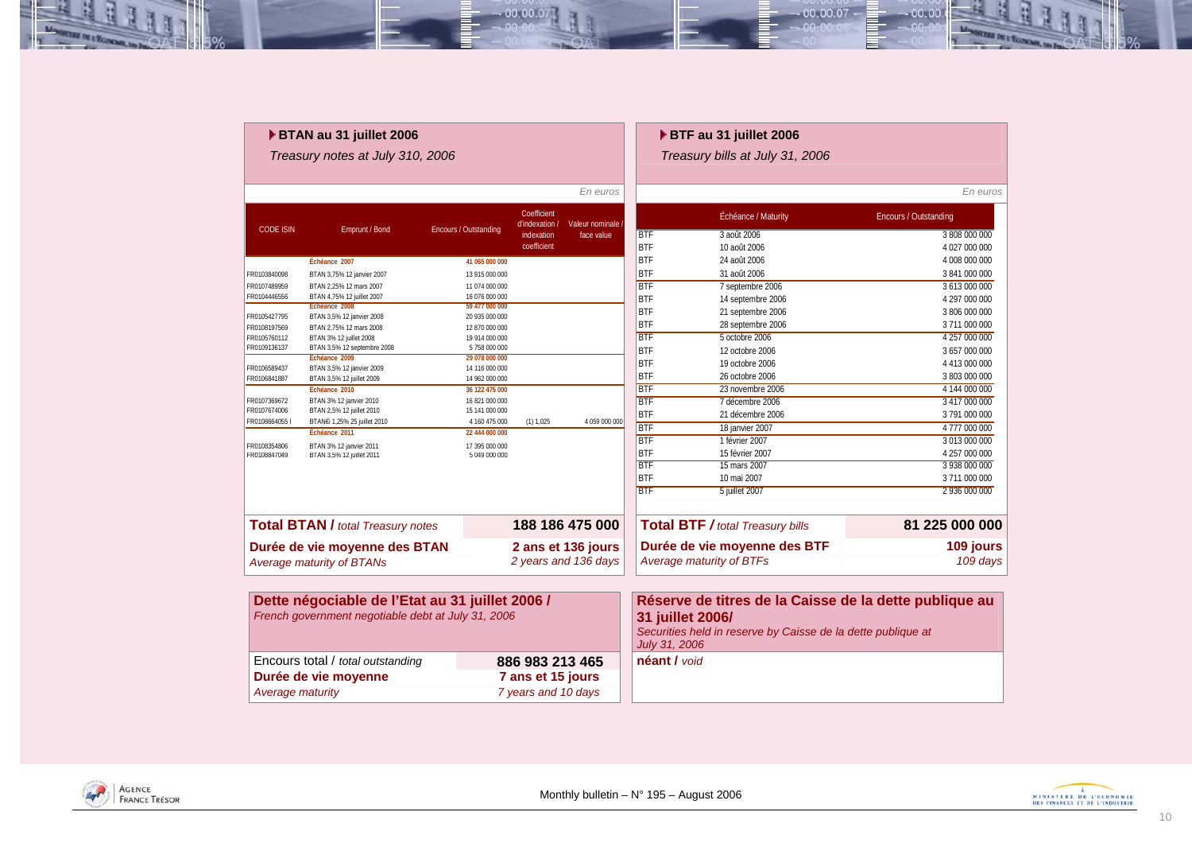## BTAN au 31 juillet 2006

*Treasury notes at July 310, 2006*

*En euros*

| CODE ISIN | Emprunt / Bond | Encours / Outstanding | Coefficient d'indexation / indexation coefficient | Valeur nominale / face value |
|---|---|---|---|---|
| | **Échéance 2007** | **41 065 000 000** | | |
| FR0103840098 | BTAN 3,75% 12 janvier 2007 | 13 915 000 000 | | |
| FR0107489959 | BTAN 2,25% 12 mars 2007 | 11 074 000 000 | | |
| FR0104446556 | BTAN 4,75% 12 juillet 2007 | 16 076 000 000 | | |
| | **Échéance 2008** | **59 477 000 000** | | |
| FR0105427795 | BTAN 3,5% 12 janvier 2008 | 20 935 000 000 | | |
| FR0108197569 | BTAN 2,75% 12 mars 2008 | 12 870 000 000 | | |
| FR0105760112 | BTAN 3% 12 juillet 2008 | 19 914 000 000 | | |
| FR0109136137 | BTAN 3,5% 12 septembre 2008 | 5 758 000 000 | | |
| | **Échéance 2009** | **29 078 000 000** | | |
| FR0106589437 | BTAN 3,5% 12 janvier 2009 | 14 116 000 000 | | |
| FR0106841887 | BTAN 3,5% 12 juillet 2009 | 14 962 000 000 | | |
| | **Échéance 2010** | **36 122 475 000** | | |
| FR0107369672 | BTAN 3% 12 janvier 2010 | 16 921 000 000 | | |
| FR0107674006 | BTAN 2,5% 12 juillet 2010 | 15 141 000 000 | | |
| FR0108664055 I | BTAN€i 1,25% 25 juillet 2010 | 4 160 475 000 | (1) 1,025 | 4 059 000 000 |
| | **Échéance 2011** | **22 444 000 000** | | |
| FR0108354806 | BTAN 3% 12 janvier 2011 | 17 395 000 000 | | |
| FR0108847049 | BTAN 3,5% 12 juillet 2011 | 5 049 000 000 | | |

| | |
|---|---|
| **Total BTAN /** *total Treasury notes* | **188 186 475 000** |
| **Durée de vie moyenne des BTAN** | **2 ans et 136 jours** |
| *Average maturity of BTANs* | *2 years and 136 days* |

## BTF au 31 juillet 2006

*Treasury bills at July 31, 2006*

*En euros*

| | Échéance / Maturity | Encours / Outstanding |
|---|---|---|
| BTF | 3 août 2006 | 3 808 000 000 |
| BTF | 10 août 2006 | 4 027 000 000 |
| BTF | 24 août 2006 | 4 008 000 000 |
| BTF | 31 août 2006 | 3 841 000 000 |
| BTF | 7 septembre 2006 | 3 613 000 000 |
| BTF | 14 septembre 2006 | 4 297 000 000 |
| BTF | 21 septembre 2006 | 3 806 000 000 |
| BTF | 28 septembre 2006 | 3 711 000 000 |
| BTF | 5 octobre 2006 | 4 257 000 000 |
| BTF | 12 octobre 2006 | 3 657 000 000 |
| BTF | 19 octobre 2006 | 4 413 000 000 |
| BTF | 26 octobre 2006 | 3 803 000 000 |
| BTF | 23 novembre 2006 | 4 144 000 000 |
| BTF | 7 décembre 2006 | 3 417 000 000 |
| BTF | 21 décembre 2006 | 3 791 000 000 |
| BTF | 18 janvier 2007 | 4 777 000 000 |
| BTF | 1 février 2007 | 3 013 000 000 |
| BTF | 15 février 2007 | 4 257 000 000 |
| BTF | 15 mars 2007 | 3 938 000 000 |
| BTF | 10 mai 2007 | 3 711 000 000 |
| BTF | 5 juillet 2007 | 2 936 000 000 |

| | |
|---|---|
| **Total BTF /** *total Treasury bills* | **81 225 000 000** |
| **Durée de vie moyenne des BTF** | **109 jours** |
| *Average maturity of BTFs* | *109 days* |

## Dette négociable de l'Etat au 31 juillet 2006 /

*French government negotiable debt at July 31, 2006*

| | |
|---|---|
| Encours total / *total outstanding* | **886 983 213 465** |
| **Durée de vie moyenne** | **7 ans et 15 jours** |
| *Average maturity* | *7 years and 10 days* |

## Réserve de titres de la Caisse de la dette publique au 31 juillet 2006/

*Securities held in reserve by Caisse de la dette publique at July 31, 2006*

**néant /** *void*

Monthly bulletin – N° 195 – August 2006